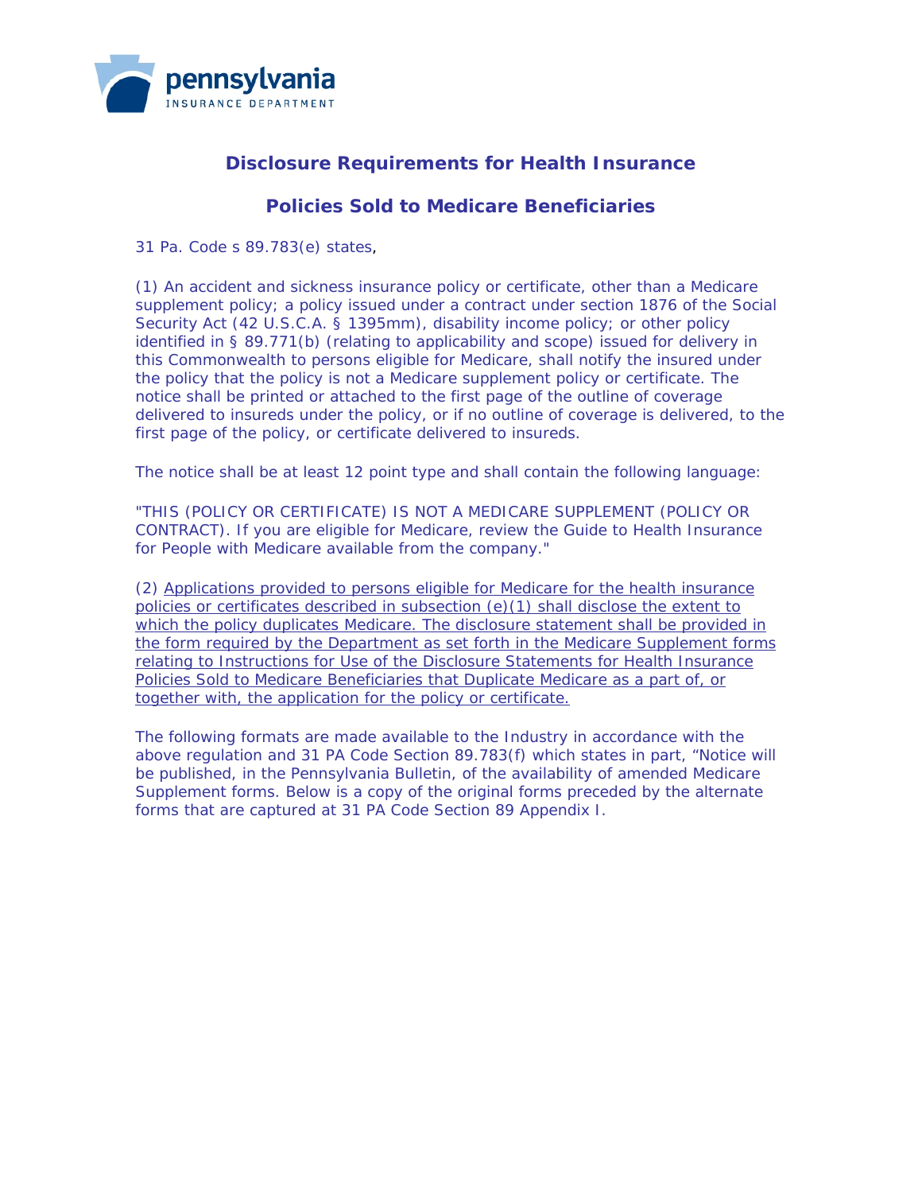pennsylvania
INSURANCE DEPARTMENT

# Disclosure Requirements for Health Insurance

# Policies Sold to Medicare Beneficiaries

31 Pa. Code s 89.783(e) states,

(1) An accident and sickness insurance policy or certificate, other than a Medicare supplement policy; a policy issued under a contract under section 1876 of the Social Security Act (42 U.S.C.A. § 1395mm), disability income policy; or other policy identified in § 89.771(b) (relating to applicability and scope) issued for delivery in this Commonwealth to persons eligible for Medicare, shall notify the insured under the policy that the policy is not a Medicare supplement policy or certificate. The notice shall be printed or attached to the first page of the outline of coverage delivered to insureds under the policy, or if no outline of coverage is delivered, to the first page of the policy, or certificate delivered to insureds.

The notice shall be at least 12 point type and shall contain the following language:

"THIS (POLICY OR CERTIFICATE) IS NOT A MEDICARE SUPPLEMENT (POLICY OR CONTRACT). If you are eligible for Medicare, review the Guide to Health Insurance for People with Medicare available from the company."

(2) <u>Applications provided to persons eligible for Medicare for the health insurance policies or certificates described in subsection (e)(1) shall disclose the extent to which the policy duplicates Medicare. The disclosure statement shall be provided in the form required by the Department as set forth in the Medicare Supplement forms relating to Instructions for Use of the Disclosure Statements for Health Insurance Policies Sold to Medicare Beneficiaries that Duplicate Medicare as a part of, or together with, the application for the policy or certificate.</u>

The following formats are made available to the Industry in accordance with the above regulation and 31 PA Code Section 89.783(f) which states in part, "Notice will be published, in the Pennsylvania Bulletin, of the availability of amended Medicare Supplement forms. Below is a copy of the original forms preceded by the alternate forms that are captured at 31 PA Code Section 89 Appendix I.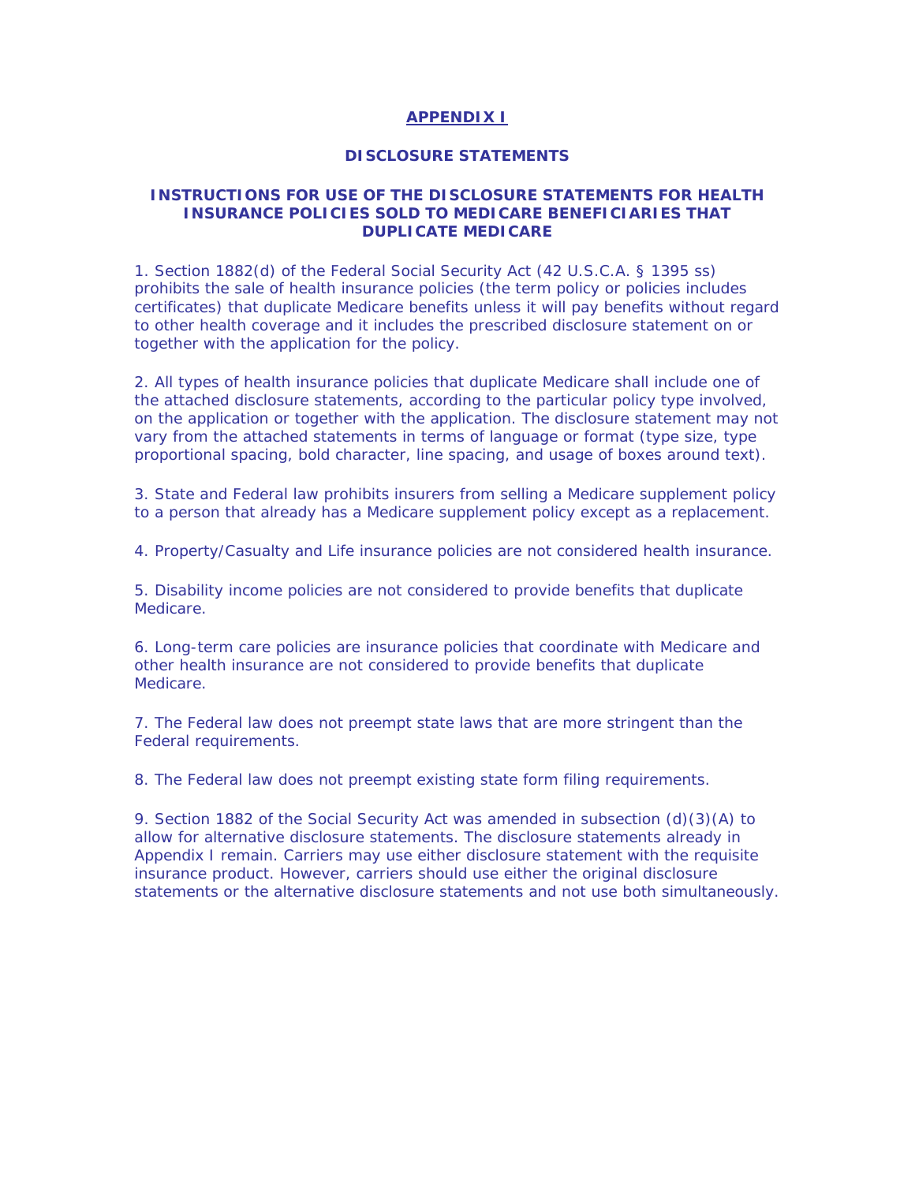# APPENDIX I

## DISCLOSURE STATEMENTS

### INSTRUCTIONS FOR USE OF THE DISCLOSURE STATEMENTS FOR HEALTH INSURANCE POLICIES SOLD TO MEDICARE BENEFICIARIES THAT DUPLICATE MEDICARE

1. Section 1882(d) of the Federal Social Security Act (42 U.S.C.A. § 1395 ss) prohibits the sale of health insurance policies (the term policy or policies includes certificates) that duplicate Medicare benefits unless it will pay benefits without regard to other health coverage and it includes the prescribed disclosure statement on or together with the application for the policy.

2. All types of health insurance policies that duplicate Medicare shall include one of the attached disclosure statements, according to the particular policy type involved, on the application or together with the application. The disclosure statement may not vary from the attached statements in terms of language or format (type size, type proportional spacing, bold character, line spacing, and usage of boxes around text).

3. State and Federal law prohibits insurers from selling a Medicare supplement policy to a person that already has a Medicare supplement policy except as a replacement.

4. Property/Casualty and Life insurance policies are not considered health insurance.

5. Disability income policies are not considered to provide benefits that duplicate Medicare.

6. Long-term care policies are insurance policies that coordinate with Medicare and other health insurance are not considered to provide benefits that duplicate Medicare.

7. The Federal law does not preempt state laws that are more stringent than the Federal requirements.

8. The Federal law does not preempt existing state form filing requirements.

9. Section 1882 of the Social Security Act was amended in subsection (d)(3)(A) to allow for alternative disclosure statements. The disclosure statements already in Appendix I remain. Carriers may use either disclosure statement with the requisite insurance product. However, carriers should use either the original disclosure statements or the alternative disclosure statements and not use both simultaneously.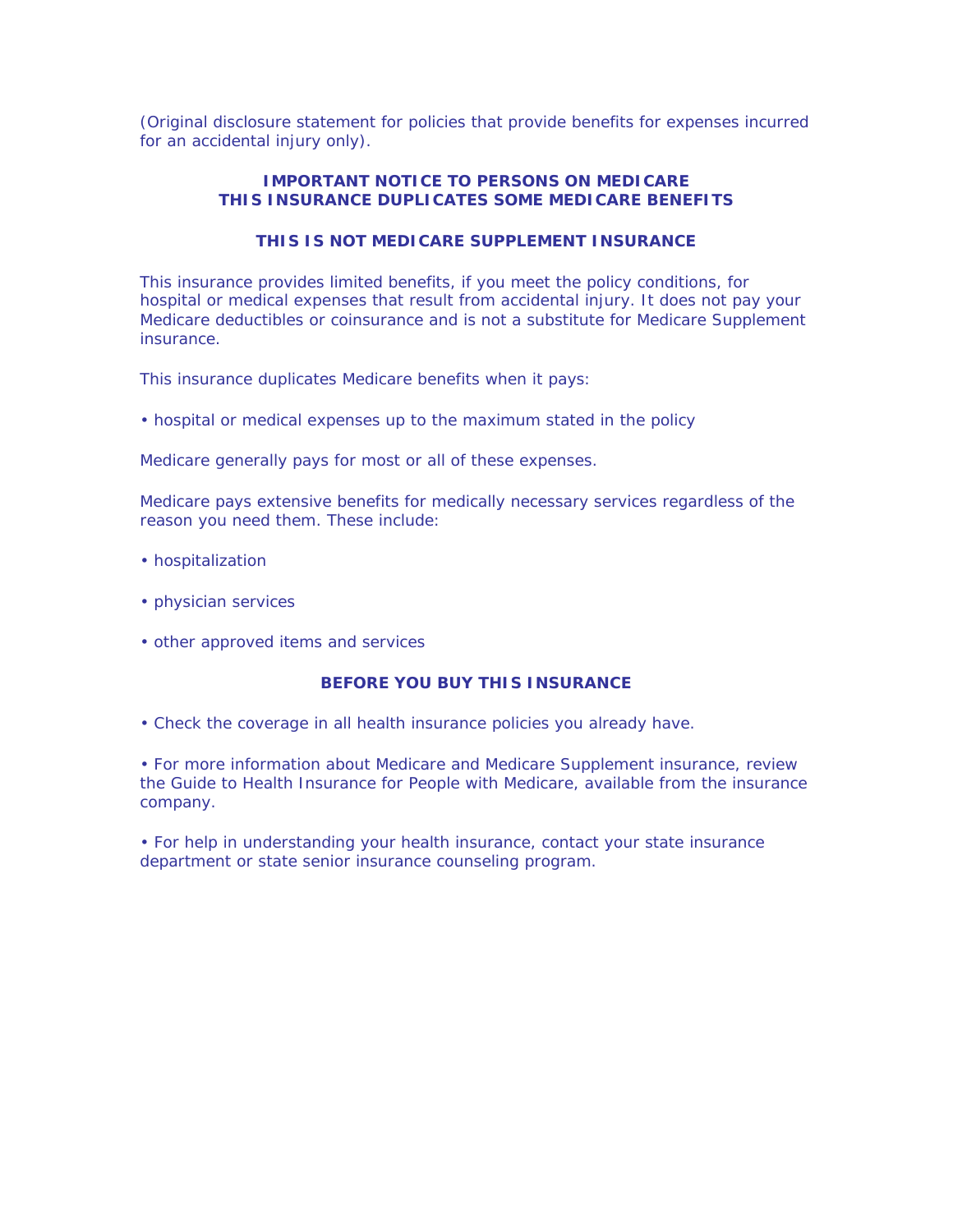(Original disclosure statement for policies that provide benefits for expenses incurred for an accidental injury only).

**IMPORTANT NOTICE TO PERSONS ON MEDICARE**
**THIS INSURANCE DUPLICATES SOME MEDICARE BENEFITS**

**THIS IS NOT MEDICARE SUPPLEMENT INSURANCE**

This insurance provides limited benefits, if you meet the policy conditions, for hospital or medical expenses that result from accidental injury. It does not pay your Medicare deductibles or coinsurance and is not a substitute for Medicare Supplement insurance.

This insurance duplicates Medicare benefits when it pays:

• hospital or medical expenses up to the maximum stated in the policy

Medicare generally pays for most or all of these expenses.

Medicare pays extensive benefits for medically necessary services regardless of the reason you need them. These include:

• hospitalization

• physician services

• other approved items and services

**BEFORE YOU BUY THIS INSURANCE**

• Check the coverage in all health insurance policies you already have.

• For more information about Medicare and Medicare Supplement insurance, review the Guide to Health Insurance for People with Medicare, available from the insurance company.

• For help in understanding your health insurance, contact your state insurance department or state senior insurance counseling program.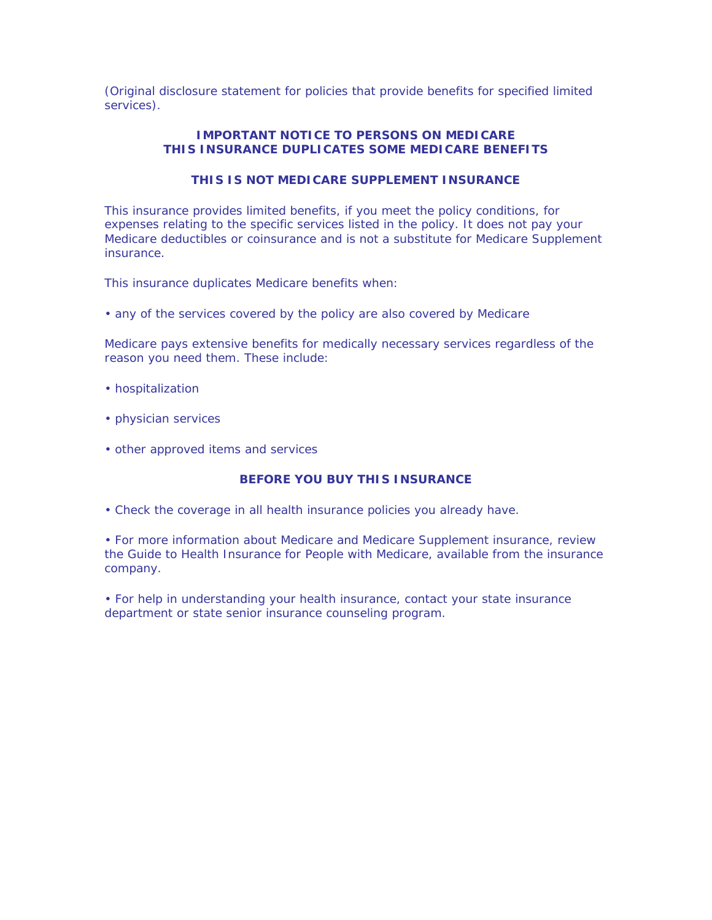(Original disclosure statement for policies that provide benefits for specified limited services).

**IMPORTANT NOTICE TO PERSONS ON MEDICARE**
**THIS INSURANCE DUPLICATES SOME MEDICARE BENEFITS**

**THIS IS NOT MEDICARE SUPPLEMENT INSURANCE**

This insurance provides limited benefits, if you meet the policy conditions, for expenses relating to the specific services listed in the policy. It does not pay your Medicare deductibles or coinsurance and is not a substitute for Medicare Supplement insurance.

This insurance duplicates Medicare benefits when:

- any of the services covered by the policy are also covered by Medicare

Medicare pays extensive benefits for medically necessary services regardless of the reason you need them. These include:

- hospitalization
- physician services
- other approved items and services

**BEFORE YOU BUY THIS INSURANCE**

- Check the coverage in all health insurance policies you already have.
- For more information about Medicare and Medicare Supplement insurance, review the Guide to Health Insurance for People with Medicare, available from the insurance company.
- For help in understanding your health insurance, contact your state insurance department or state senior insurance counseling program.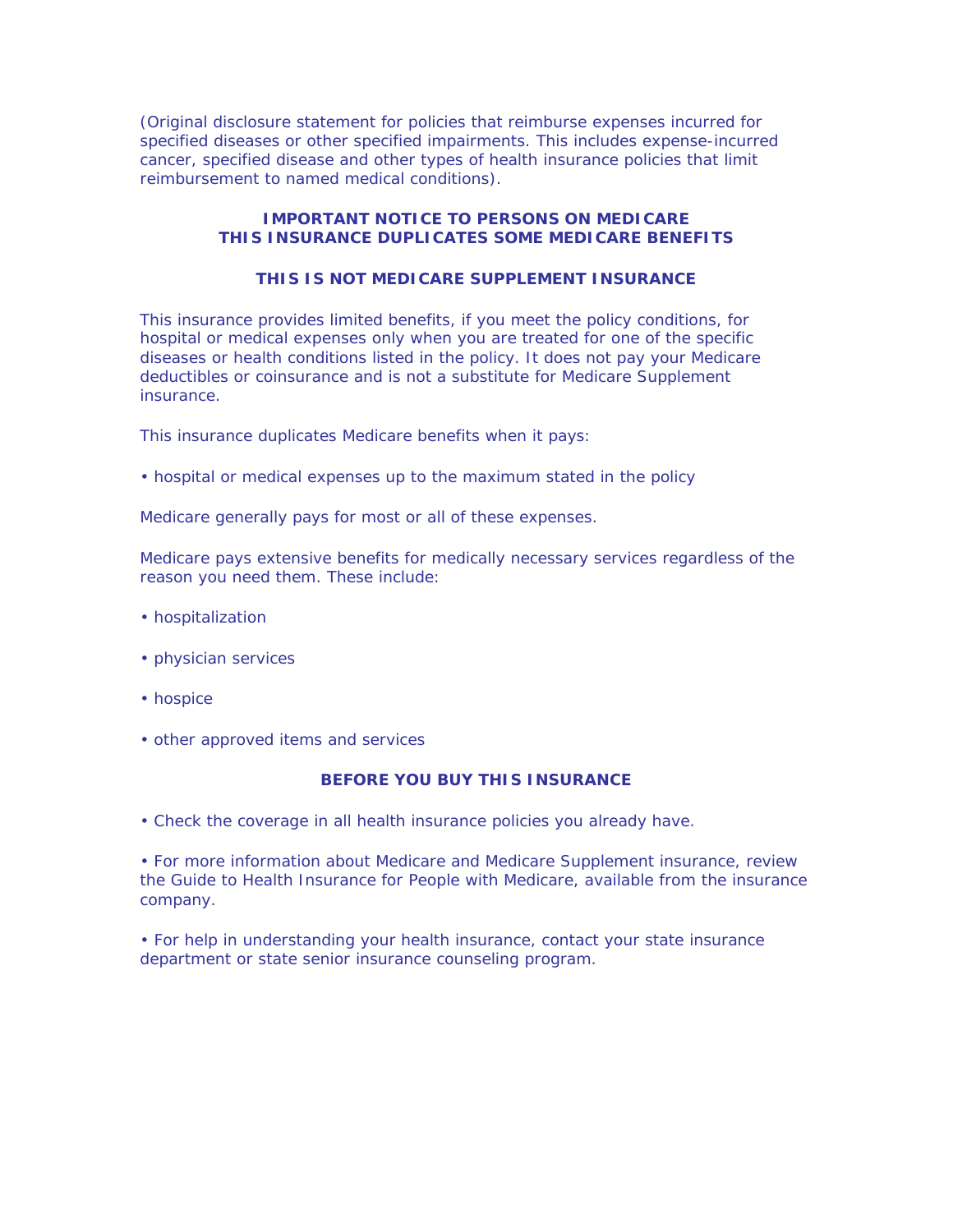(Original disclosure statement for policies that reimburse expenses incurred for specified diseases or other specified impairments. This includes expense-incurred cancer, specified disease and other types of health insurance policies that limit reimbursement to named medical conditions).

**IMPORTANT NOTICE TO PERSONS ON MEDICARE**
**THIS INSURANCE DUPLICATES SOME MEDICARE BENEFITS**

**THIS IS NOT MEDICARE SUPPLEMENT INSURANCE**

This insurance provides limited benefits, if you meet the policy conditions, for hospital or medical expenses only when you are treated for one of the specific diseases or health conditions listed in the policy. It does not pay your Medicare deductibles or coinsurance and is not a substitute for Medicare Supplement insurance.

This insurance duplicates Medicare benefits when it pays:

- hospital or medical expenses up to the maximum stated in the policy

Medicare generally pays for most or all of these expenses.

Medicare pays extensive benefits for medically necessary services regardless of the reason you need them. These include:

- hospitalization
- physician services
- hospice
- other approved items and services

**BEFORE YOU BUY THIS INSURANCE**

- Check the coverage in all health insurance policies you already have.
- For more information about Medicare and Medicare Supplement insurance, review the Guide to Health Insurance for People with Medicare, available from the insurance company.
- For help in understanding your health insurance, contact your state insurance department or state senior insurance counseling program.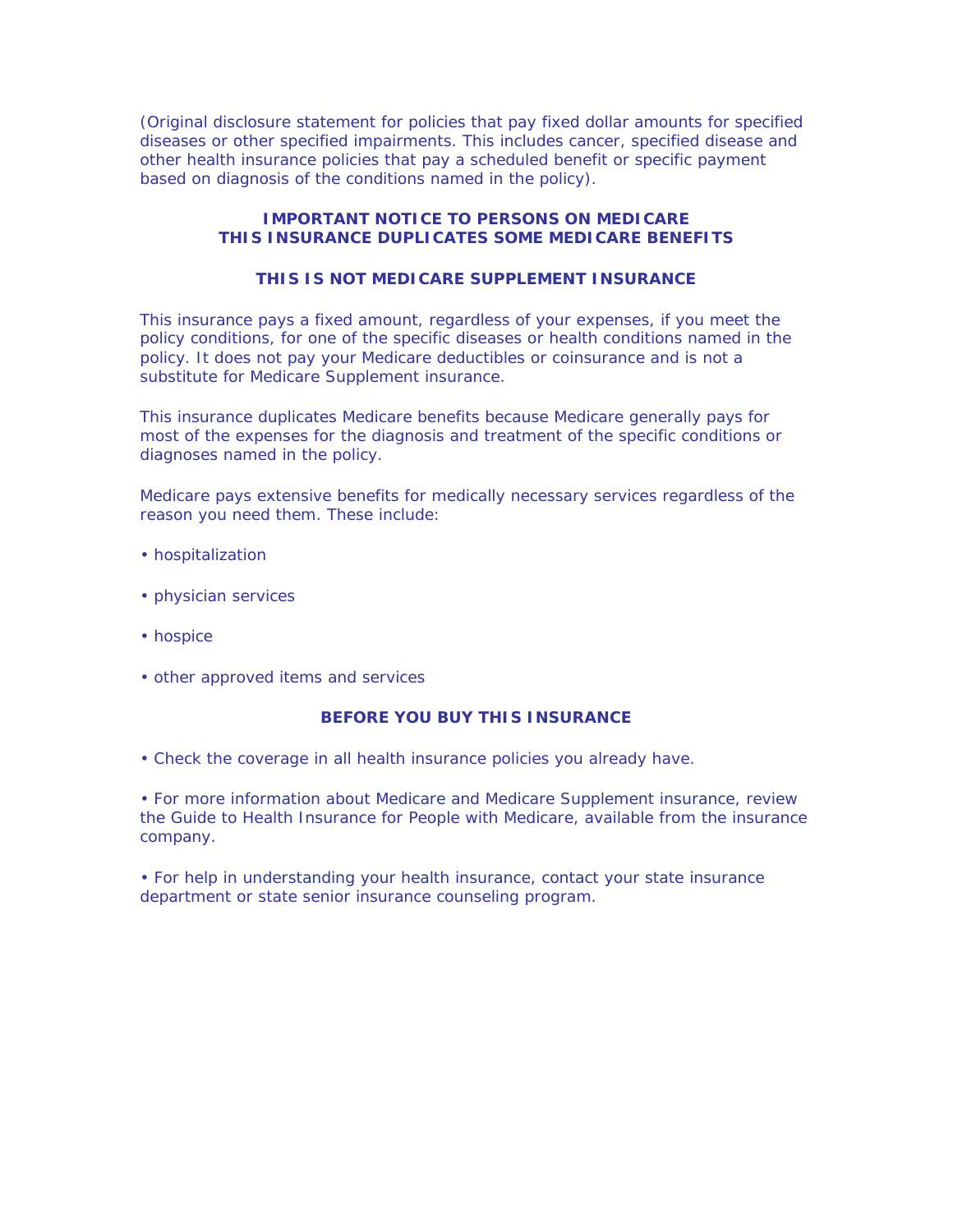(Original disclosure statement for policies that pay fixed dollar amounts for specified diseases or other specified impairments. This includes cancer, specified disease and other health insurance policies that pay a scheduled benefit or specific payment based on diagnosis of the conditions named in the policy).

**IMPORTANT NOTICE TO PERSONS ON MEDICARE**
**THIS INSURANCE DUPLICATES SOME MEDICARE BENEFITS**

**THIS IS NOT MEDICARE SUPPLEMENT INSURANCE**

This insurance pays a fixed amount, regardless of your expenses, if you meet the policy conditions, for one of the specific diseases or health conditions named in the policy. It does not pay your Medicare deductibles or coinsurance and is not a substitute for Medicare Supplement insurance.

This insurance duplicates Medicare benefits because Medicare generally pays for most of the expenses for the diagnosis and treatment of the specific conditions or diagnoses named in the policy.

Medicare pays extensive benefits for medically necessary services regardless of the reason you need them. These include:

- hospitalization
- physician services
- hospice
- other approved items and services

**BEFORE YOU BUY THIS INSURANCE**

- Check the coverage in all health insurance policies you already have.
- For more information about Medicare and Medicare Supplement insurance, review the Guide to Health Insurance for People with Medicare, available from the insurance company.
- For help in understanding your health insurance, contact your state insurance department or state senior insurance counseling program.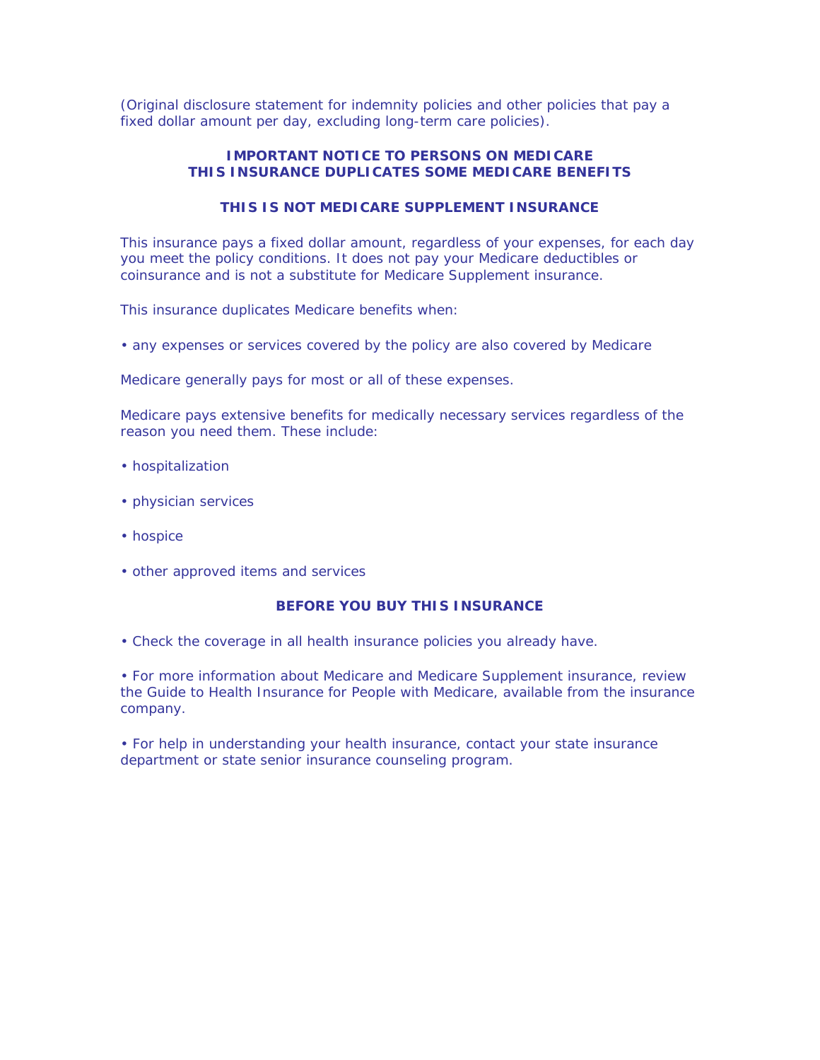(Original disclosure statement for indemnity policies and other policies that pay a fixed dollar amount per day, excluding long-term care policies).

**IMPORTANT NOTICE TO PERSONS ON MEDICARE**
**THIS INSURANCE DUPLICATES SOME MEDICARE BENEFITS**

**THIS IS NOT MEDICARE SUPPLEMENT INSURANCE**

This insurance pays a fixed dollar amount, regardless of your expenses, for each day you meet the policy conditions. It does not pay your Medicare deductibles or coinsurance and is not a substitute for Medicare Supplement insurance.

This insurance duplicates Medicare benefits when:

- any expenses or services covered by the policy are also covered by Medicare

Medicare generally pays for most or all of these expenses.

Medicare pays extensive benefits for medically necessary services regardless of the reason you need them. These include:

- hospitalization
- physician services
- hospice
- other approved items and services

**BEFORE YOU BUY THIS INSURANCE**

- Check the coverage in all health insurance policies you already have.
- For more information about Medicare and Medicare Supplement insurance, review the Guide to Health Insurance for People with Medicare, available from the insurance company.
- For help in understanding your health insurance, contact your state insurance department or state senior insurance counseling program.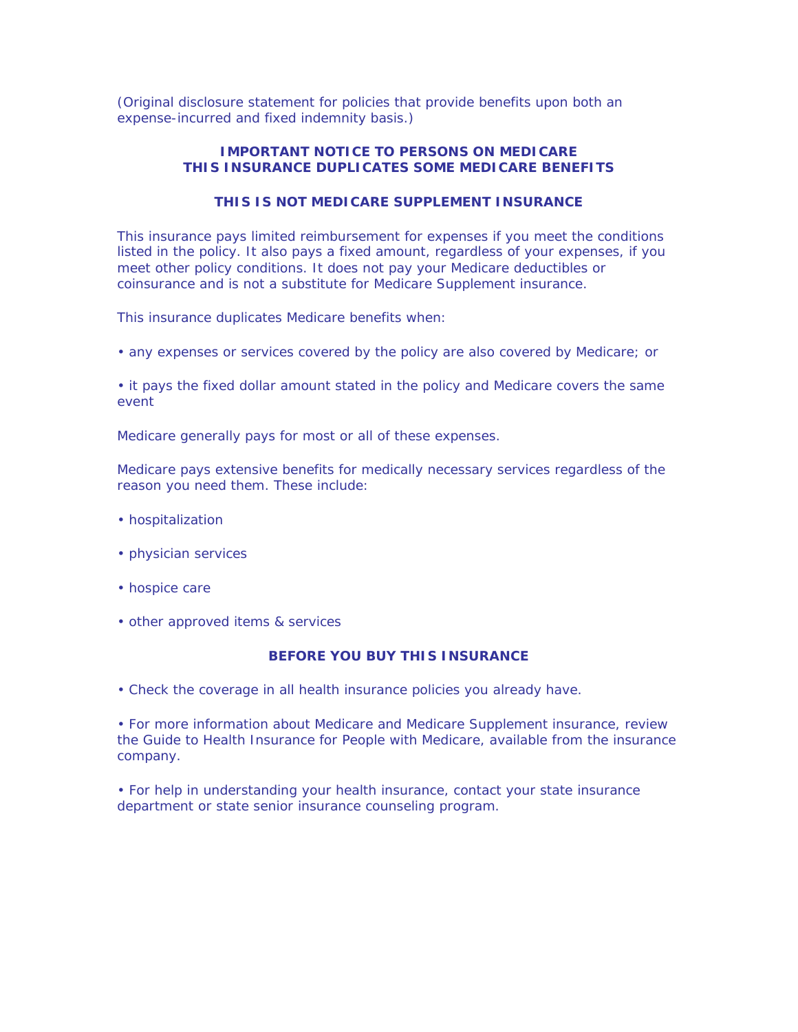(Original disclosure statement for policies that provide benefits upon both an expense-incurred and fixed indemnity basis.)

**IMPORTANT NOTICE TO PERSONS ON MEDICARE**
**THIS INSURANCE DUPLICATES SOME MEDICARE BENEFITS**

**THIS IS NOT MEDICARE SUPPLEMENT INSURANCE**

This insurance pays limited reimbursement for expenses if you meet the conditions listed in the policy. It also pays a fixed amount, regardless of your expenses, if you meet other policy conditions. It does not pay your Medicare deductibles or coinsurance and is not a substitute for Medicare Supplement insurance.

This insurance duplicates Medicare benefits when:

• any expenses or services covered by the policy are also covered by Medicare; or

• it pays the fixed dollar amount stated in the policy and Medicare covers the same event

Medicare generally pays for most or all of these expenses.

Medicare pays extensive benefits for medically necessary services regardless of the reason you need them. These include:

• hospitalization

• physician services

• hospice care

• other approved items & services

**BEFORE YOU BUY THIS INSURANCE**

• Check the coverage in all health insurance policies you already have.

• For more information about Medicare and Medicare Supplement insurance, review the Guide to Health Insurance for People with Medicare, available from the insurance company.

• For help in understanding your health insurance, contact your state insurance department or state senior insurance counseling program.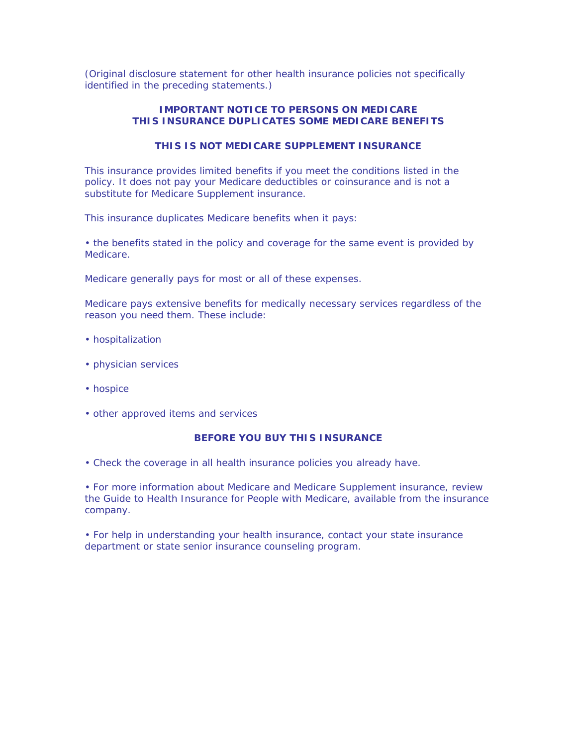(Original disclosure statement for other health insurance policies not specifically identified in the preceding statements.)

**IMPORTANT NOTICE TO PERSONS ON MEDICARE**
**THIS INSURANCE DUPLICATES SOME MEDICARE BENEFITS**

**THIS IS NOT MEDICARE SUPPLEMENT INSURANCE**

This insurance provides limited benefits if you meet the conditions listed in the policy. It does not pay your Medicare deductibles or coinsurance and is not a substitute for Medicare Supplement insurance.

This insurance duplicates Medicare benefits when it pays:

- the benefits stated in the policy and coverage for the same event is provided by Medicare.

Medicare generally pays for most or all of these expenses.

Medicare pays extensive benefits for medically necessary services regardless of the reason you need them. These include:

- hospitalization
- physician services
- hospice
- other approved items and services

**BEFORE YOU BUY THIS INSURANCE**

- Check the coverage in all health insurance policies you already have.
- For more information about Medicare and Medicare Supplement insurance, review the Guide to Health Insurance for People with Medicare, available from the insurance company.
- For help in understanding your health insurance, contact your state insurance department or state senior insurance counseling program.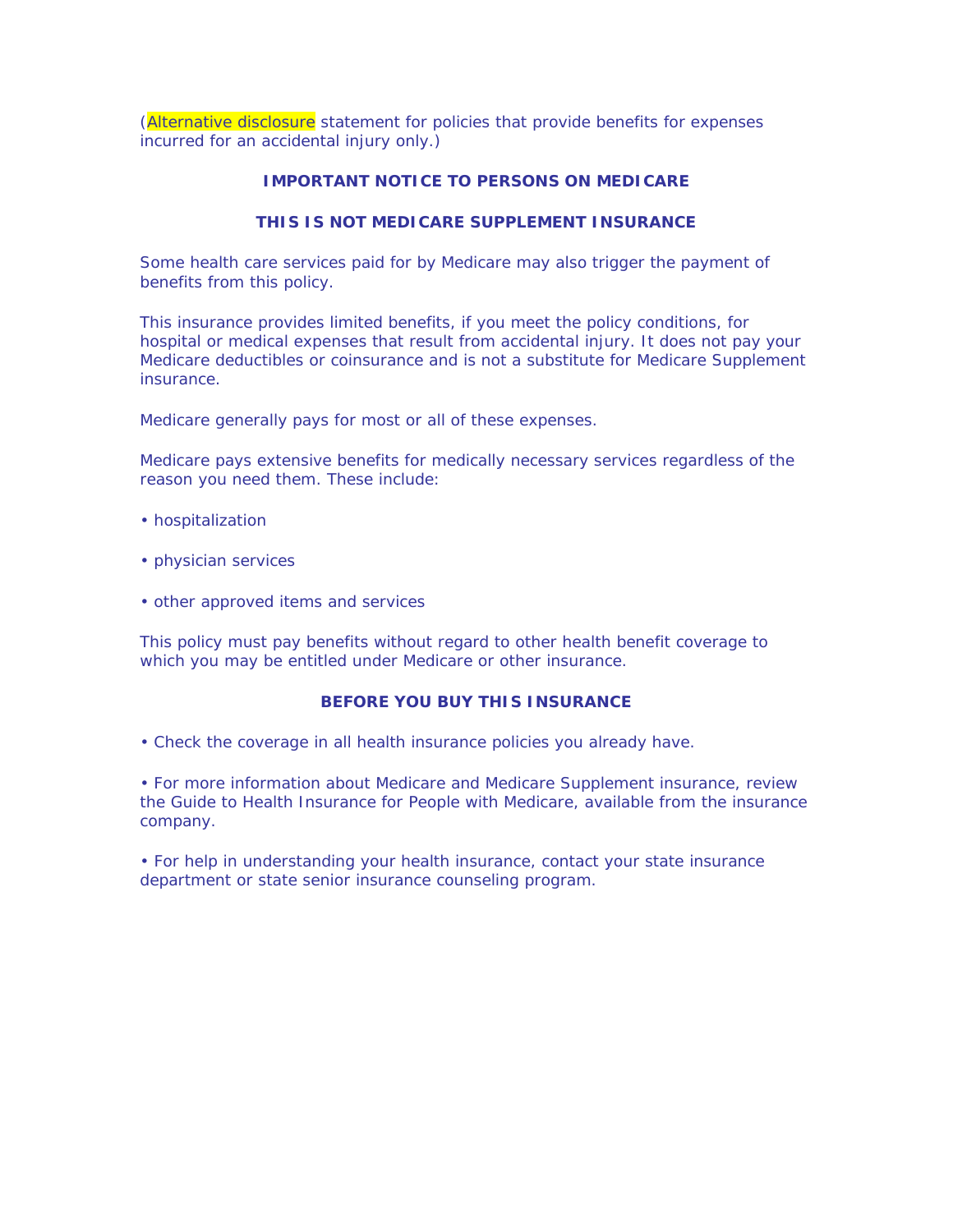(Alternative disclosure statement for policies that provide benefits for expenses incurred for an accidental injury only.)

**IMPORTANT NOTICE TO PERSONS ON MEDICARE**

**THIS IS NOT MEDICARE SUPPLEMENT INSURANCE**

Some health care services paid for by Medicare may also trigger the payment of benefits from this policy.

This insurance provides limited benefits, if you meet the policy conditions, for hospital or medical expenses that result from accidental injury. It does not pay your Medicare deductibles or coinsurance and is not a substitute for Medicare Supplement insurance.

Medicare generally pays for most or all of these expenses.

Medicare pays extensive benefits for medically necessary services regardless of the reason you need them. These include:

- hospitalization
- physician services
- other approved items and services

This policy must pay benefits without regard to other health benefit coverage to which you may be entitled under Medicare or other insurance.

**BEFORE YOU BUY THIS INSURANCE**

- Check the coverage in all health insurance policies you already have.
- For more information about Medicare and Medicare Supplement insurance, review the Guide to Health Insurance for People with Medicare, available from the insurance company.
- For help in understanding your health insurance, contact your state insurance department or state senior insurance counseling program.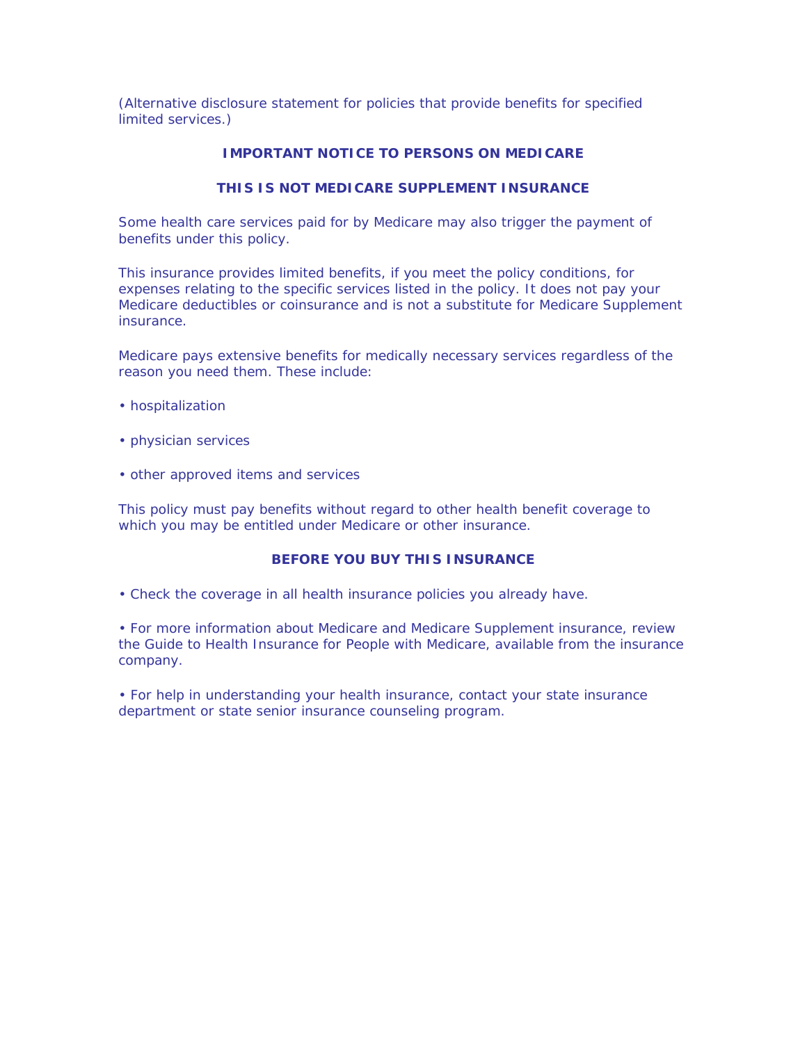(Alternative disclosure statement for policies that provide benefits for specified limited services.)

## IMPORTANT NOTICE TO PERSONS ON MEDICARE

## THIS IS NOT MEDICARE SUPPLEMENT INSURANCE

Some health care services paid for by Medicare may also trigger the payment of benefits under this policy.

This insurance provides limited benefits, if you meet the policy conditions, for expenses relating to the specific services listed in the policy. It does not pay your Medicare deductibles or coinsurance and is not a substitute for Medicare Supplement insurance.

Medicare pays extensive benefits for medically necessary services regardless of the reason you need them. These include:

- hospitalization
- physician services
- other approved items and services

This policy must pay benefits without regard to other health benefit coverage to which you may be entitled under Medicare or other insurance.

## BEFORE YOU BUY THIS INSURANCE

- Check the coverage in all health insurance policies you already have.
- For more information about Medicare and Medicare Supplement insurance, review the Guide to Health Insurance for People with Medicare, available from the insurance company.
- For help in understanding your health insurance, contact your state insurance department or state senior insurance counseling program.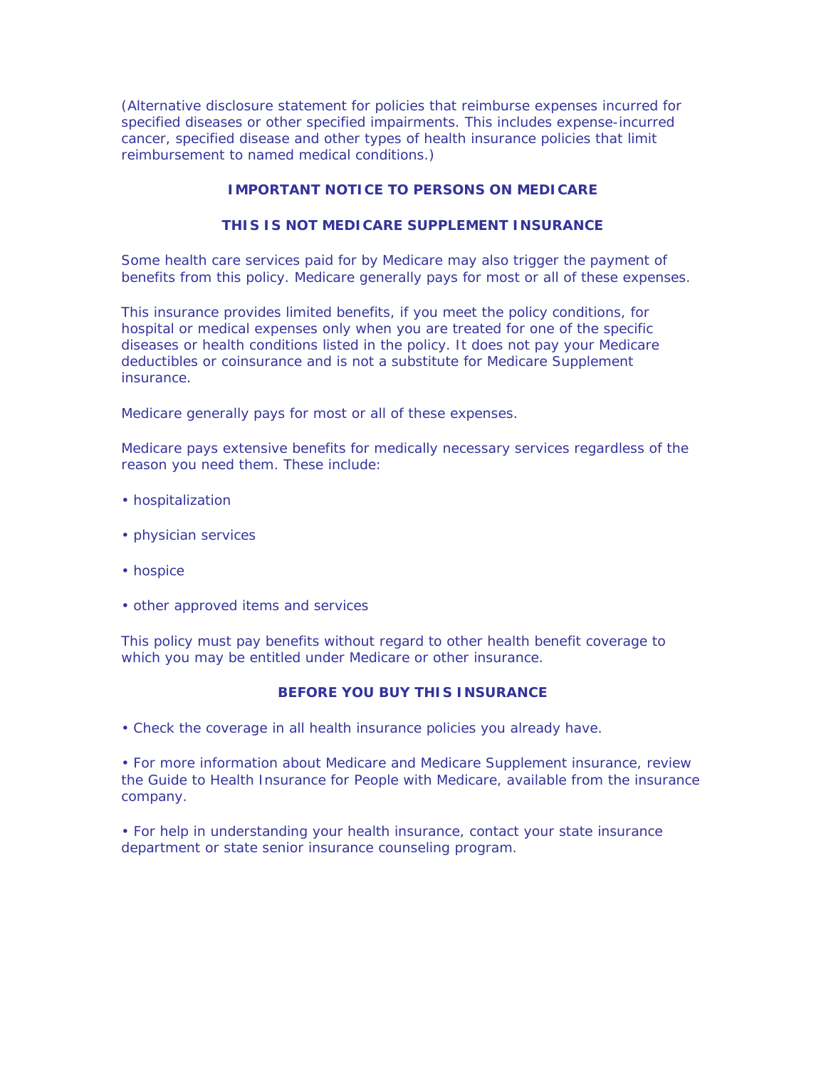(Alternative disclosure statement for policies that reimburse expenses incurred for specified diseases or other specified impairments. This includes expense-incurred cancer, specified disease and other types of health insurance policies that limit reimbursement to named medical conditions.)

**IMPORTANT NOTICE TO PERSONS ON MEDICARE**

**THIS IS NOT MEDICARE SUPPLEMENT INSURANCE**

Some health care services paid for by Medicare may also trigger the payment of benefits from this policy. Medicare generally pays for most or all of these expenses.

This insurance provides limited benefits, if you meet the policy conditions, for hospital or medical expenses only when you are treated for one of the specific diseases or health conditions listed in the policy. It does not pay your Medicare deductibles or coinsurance and is not a substitute for Medicare Supplement insurance.

Medicare generally pays for most or all of these expenses.

Medicare pays extensive benefits for medically necessary services regardless of the reason you need them. These include:

- hospitalization
- physician services
- hospice
- other approved items and services

This policy must pay benefits without regard to other health benefit coverage to which you may be entitled under Medicare or other insurance.

**BEFORE YOU BUY THIS INSURANCE**

- Check the coverage in all health insurance policies you already have.
- For more information about Medicare and Medicare Supplement insurance, review the Guide to Health Insurance for People with Medicare, available from the insurance company.
- For help in understanding your health insurance, contact your state insurance department or state senior insurance counseling program.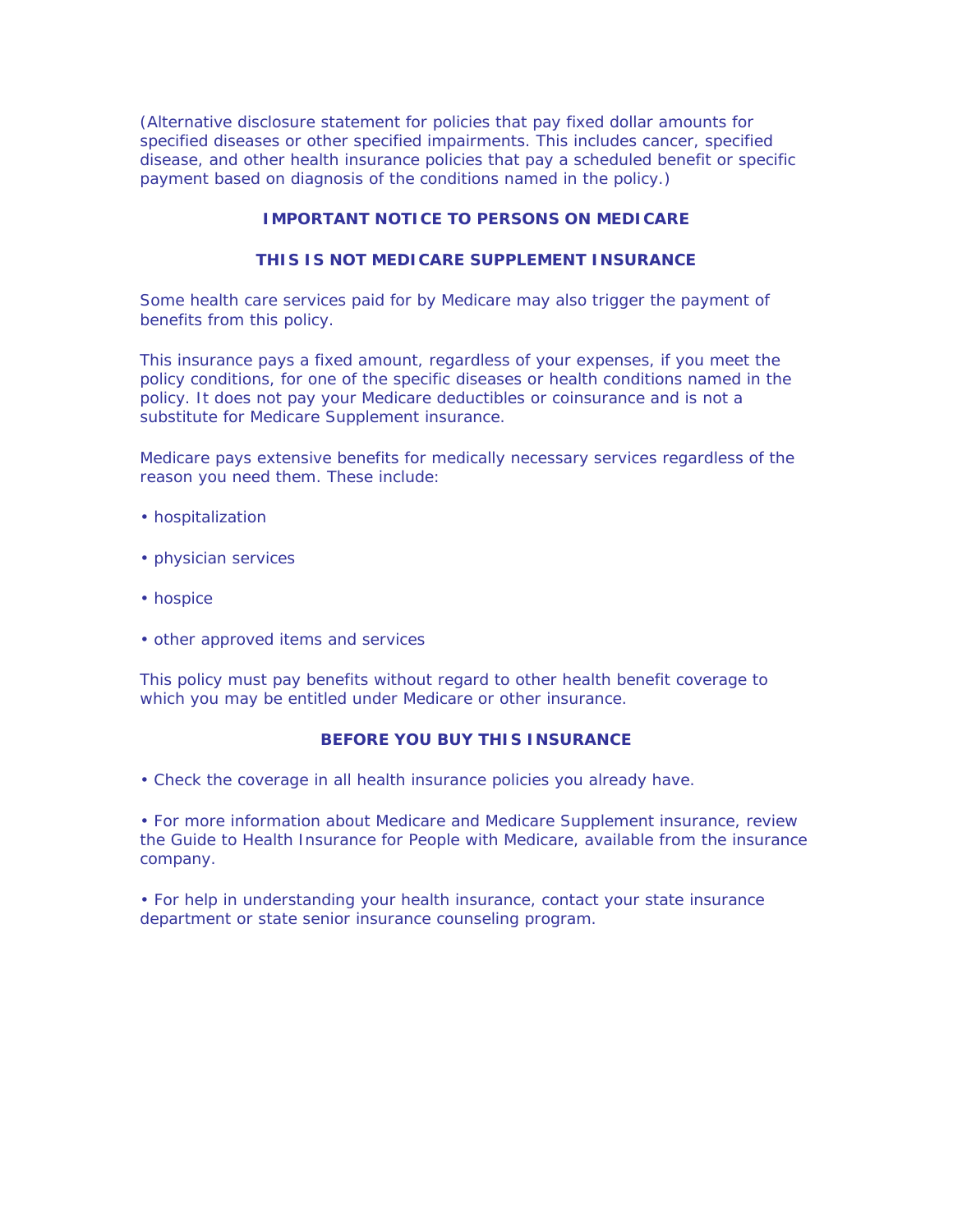(Alternative disclosure statement for policies that pay fixed dollar amounts for specified diseases or other specified impairments. This includes cancer, specified disease, and other health insurance policies that pay a scheduled benefit or specific payment based on diagnosis of the conditions named in the policy.)

**IMPORTANT NOTICE TO PERSONS ON MEDICARE**

**THIS IS NOT MEDICARE SUPPLEMENT INSURANCE**

Some health care services paid for by Medicare may also trigger the payment of benefits from this policy.

This insurance pays a fixed amount, regardless of your expenses, if you meet the policy conditions, for one of the specific diseases or health conditions named in the policy. It does not pay your Medicare deductibles or coinsurance and is not a substitute for Medicare Supplement insurance.

Medicare pays extensive benefits for medically necessary services regardless of the reason you need them. These include:

- hospitalization
- physician services
- hospice
- other approved items and services

This policy must pay benefits without regard to other health benefit coverage to which you may be entitled under Medicare or other insurance.

**BEFORE YOU BUY THIS INSURANCE**

- Check the coverage in all health insurance policies you already have.
- For more information about Medicare and Medicare Supplement insurance, review the Guide to Health Insurance for People with Medicare, available from the insurance company.
- For help in understanding your health insurance, contact your state insurance department or state senior insurance counseling program.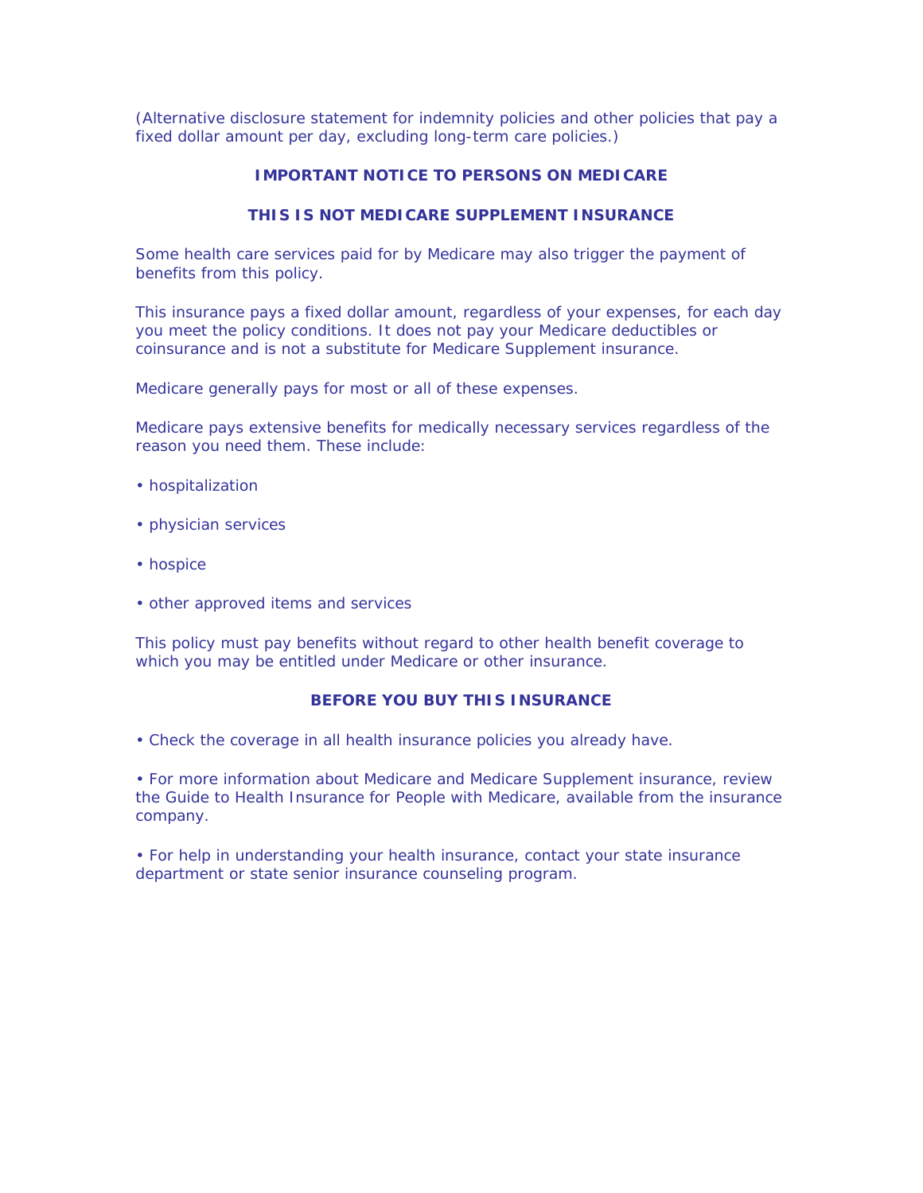(Alternative disclosure statement for indemnity policies and other policies that pay a fixed dollar amount per day, excluding long-term care policies.)

**IMPORTANT NOTICE TO PERSONS ON MEDICARE**

**THIS IS NOT MEDICARE SUPPLEMENT INSURANCE**

Some health care services paid for by Medicare may also trigger the payment of benefits from this policy.

This insurance pays a fixed dollar amount, regardless of your expenses, for each day you meet the policy conditions. It does not pay your Medicare deductibles or coinsurance and is not a substitute for Medicare Supplement insurance.

Medicare generally pays for most or all of these expenses.

Medicare pays extensive benefits for medically necessary services regardless of the reason you need them. These include:

- hospitalization
- physician services
- hospice
- other approved items and services

This policy must pay benefits without regard to other health benefit coverage to which you may be entitled under Medicare or other insurance.

**BEFORE YOU BUY THIS INSURANCE**

- Check the coverage in all health insurance policies you already have.
- For more information about Medicare and Medicare Supplement insurance, review the Guide to Health Insurance for People with Medicare, available from the insurance company.
- For help in understanding your health insurance, contact your state insurance department or state senior insurance counseling program.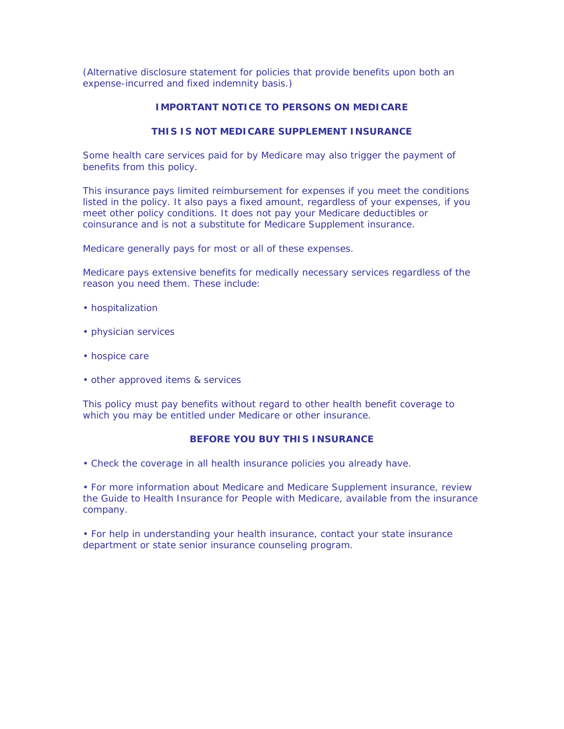(Alternative disclosure statement for policies that provide benefits upon both an expense-incurred and fixed indemnity basis.)

## IMPORTANT NOTICE TO PERSONS ON MEDICARE

## THIS IS NOT MEDICARE SUPPLEMENT INSURANCE

Some health care services paid for by Medicare may also trigger the payment of benefits from this policy.

This insurance pays limited reimbursement for expenses if you meet the conditions listed in the policy. It also pays a fixed amount, regardless of your expenses, if you meet other policy conditions. It does not pay your Medicare deductibles or coinsurance and is not a substitute for Medicare Supplement insurance.

Medicare generally pays for most or all of these expenses.

Medicare pays extensive benefits for medically necessary services regardless of the reason you need them. These include:

- hospitalization
- physician services
- hospice care
- other approved items & services

This policy must pay benefits without regard to other health benefit coverage to which you may be entitled under Medicare or other insurance.

## BEFORE YOU BUY THIS INSURANCE

- Check the coverage in all health insurance policies you already have.
- For more information about Medicare and Medicare Supplement insurance, review the Guide to Health Insurance for People with Medicare, available from the insurance company.
- For help in understanding your health insurance, contact your state insurance department or state senior insurance counseling program.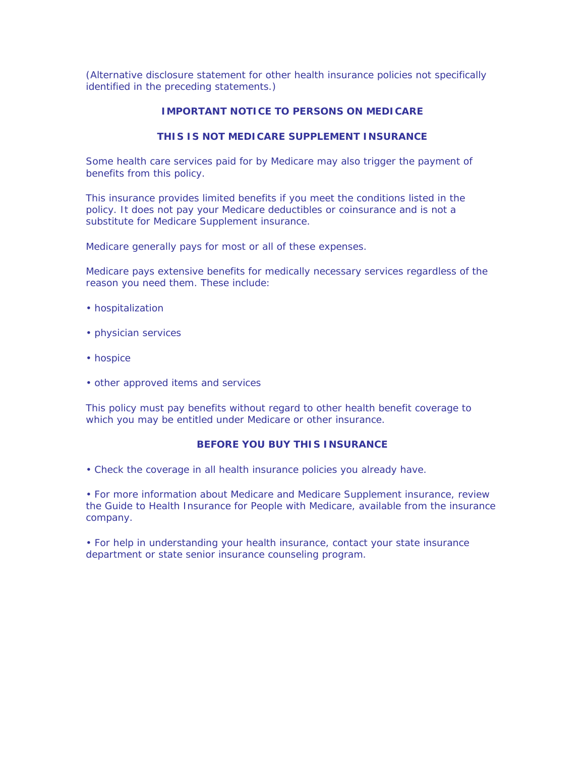(Alternative disclosure statement for other health insurance policies not specifically identified in the preceding statements.)

**IMPORTANT NOTICE TO PERSONS ON MEDICARE**

**THIS IS NOT MEDICARE SUPPLEMENT INSURANCE**

Some health care services paid for by Medicare may also trigger the payment of benefits from this policy.

This insurance provides limited benefits if you meet the conditions listed in the policy. It does not pay your Medicare deductibles or coinsurance and is not a substitute for Medicare Supplement insurance.

Medicare generally pays for most or all of these expenses.

Medicare pays extensive benefits for medically necessary services regardless of the reason you need them. These include:

- hospitalization
- physician services
- hospice
- other approved items and services

This policy must pay benefits without regard to other health benefit coverage to which you may be entitled under Medicare or other insurance.

**BEFORE YOU BUY THIS INSURANCE**

- Check the coverage in all health insurance policies you already have.
- For more information about Medicare and Medicare Supplement insurance, review the Guide to Health Insurance for People with Medicare, available from the insurance company.
- For help in understanding your health insurance, contact your state insurance department or state senior insurance counseling program.